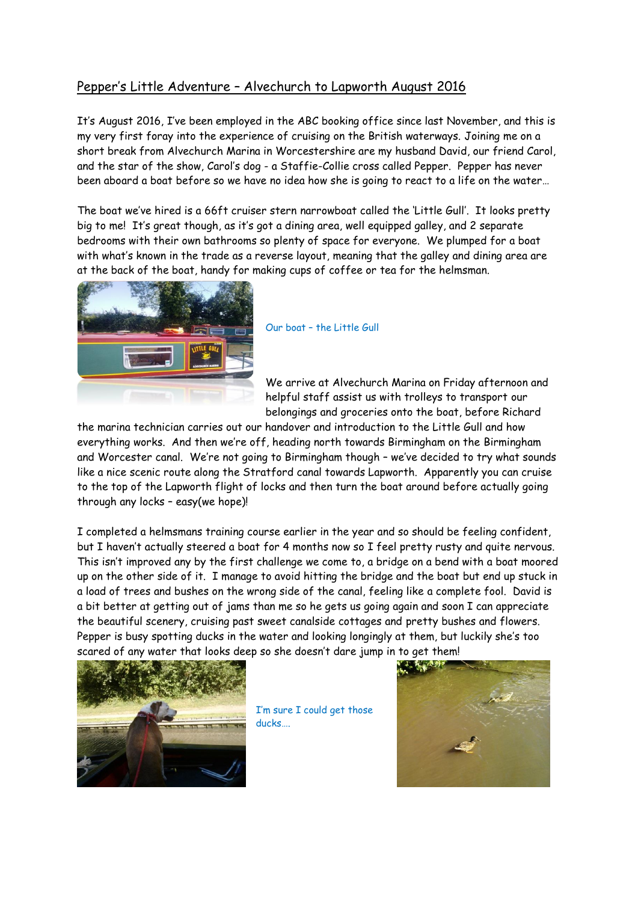# Pepper's Little Adventure – Alvechurch to Lapworth August 2016

It's August 2016, I've been employed in the ABC booking office since last November, and this is my very first foray into the experience of cruising on the British waterways. Joining me on a short break from Alvechurch Marina in Worcestershire are my husband David, our friend Carol, and the star of the show, Carol's dog - a Staffie-Collie cross called Pepper. Pepper has never been aboard a boat before so we have no idea how she is going to react to a life on the water…

The boat we've hired is a 66ft cruiser stern narrowboat called the 'Little Gull'. It looks pretty big to me! It's great though, as it's got a dining area, well equipped galley, and 2 separate bedrooms with their own bathrooms so plenty of space for everyone. We plumped for a boat with what's known in the trade as a reverse layout, meaning that the galley and dining area are at the back of the boat, handy for making cups of coffee or tea for the helmsman.

Our boat – the Little Gull

We arrive at Alvechurch Marina on Friday afternoon and helpful staff assist us with trolleys to transport our belongings and groceries onto the boat, before Richard the marina technician carries out our handover and introduction to the Little Gull and how everything works. And then we're off, heading north towards Birmingham on the Birmingham and Worcester canal. We're not going to Birmingham though – we've decided to try what sounds like a nice scenic route along the Stratford canal towards Lapworth. Apparently you can cruise to the top of the Lapworth flight of locks and then turn the boat around before actually going through any locks – easy(we hope)!

I completed a helmsmans training course earlier in the year and so should be feeling confident, but I haven't actually steered a boat for 4 months now so I feel pretty rusty and quite nervous. This isn't improved any by the first challenge we come to, a bridge on a bend with a boat moored up on the other side of it. I manage to avoid hitting the bridge and the boat but end up stuck in a load of trees and bushes on the wrong side of the canal, feeling like a complete fool. David is a bit better at getting out of jams than me so he gets us going again and soon I can appreciate the beautiful scenery, cruising past sweet canalside cottages and pretty bushes and flowers. Pepper is busy spotting ducks in the water and looking longingly at them, but luckily she's too scared of any water that looks deep so she doesn't dare jump in to get them!

I'm sure I could get those ducks….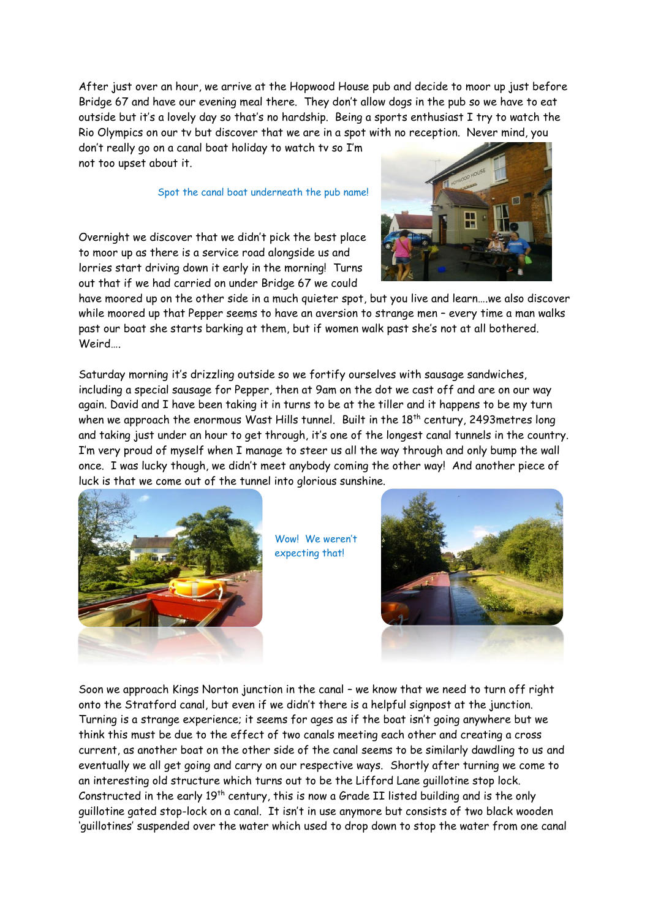After just over an hour, we arrive at the Hopwood House pub and decide to moor up just before Bridge 67 and have our evening meal there. They don't allow dogs in the pub so we have to eat outside but it's a lovely day so that's no hardship. Being a sports enthusiast I try to watch the Rio Olympics on our tv but discover that we are in a spot with no reception. Never mind, you don't really go on a canal boat holiday to watch tv so I'm not too upset about it.

Spot the canal boat underneath the pub name!

Overnight we discover that we didn't pick the best place to moor up as there is a service road alongside us and lorries start driving down it early in the morning! Turns out that if we had carried on under Bridge 67 we could have moored up on the other side in a much quieter spot, but you live and learn….we also discover while moored up that Pepper seems to have an aversion to strange men – every time a man walks past our boat she starts barking at them, but if women walk past she's not at all bothered. Weird….

Saturday morning it's drizzling outside so we fortify ourselves with sausage sandwiches, including a special sausage for Pepper, then at 9am on the dot we cast off and are on our way again. David and I have been taking it in turns to be at the tiller and it happens to be my turn when we approach the enormous Wast Hills tunnel. Built in the 18th century, 2493metres long and taking just under an hour to get through, it's one of the longest canal tunnels in the country. I'm very proud of myself when I manage to steer us all the way through and only bump the wall once. I was lucky though, we didn't meet anybody coming the other way! And another piece of luck is that we come out of the tunnel into glorious sunshine.

Wow! We weren't expecting that!

Soon we approach Kings Norton junction in the canal – we know that we need to turn off right onto the Stratford canal, but even if we didn't there is a helpful signpost at the junction. Turning is a strange experience; it seems for ages as if the boat isn't going anywhere but we think this must be due to the effect of two canals meeting each other and creating a cross current, as another boat on the other side of the canal seems to be similarly dawdling to us and eventually we all get going and carry on our respective ways. Shortly after turning we come to an interesting old structure which turns out to be the Lifford Lane guillotine stop lock. Constructed in the early 19th century, this is now a Grade II listed building and is the only guillotine gated stop-lock on a canal. It isn't in use anymore but consists of two black wooden 'guillotines' suspended over the water which used to drop down to stop the water from one canal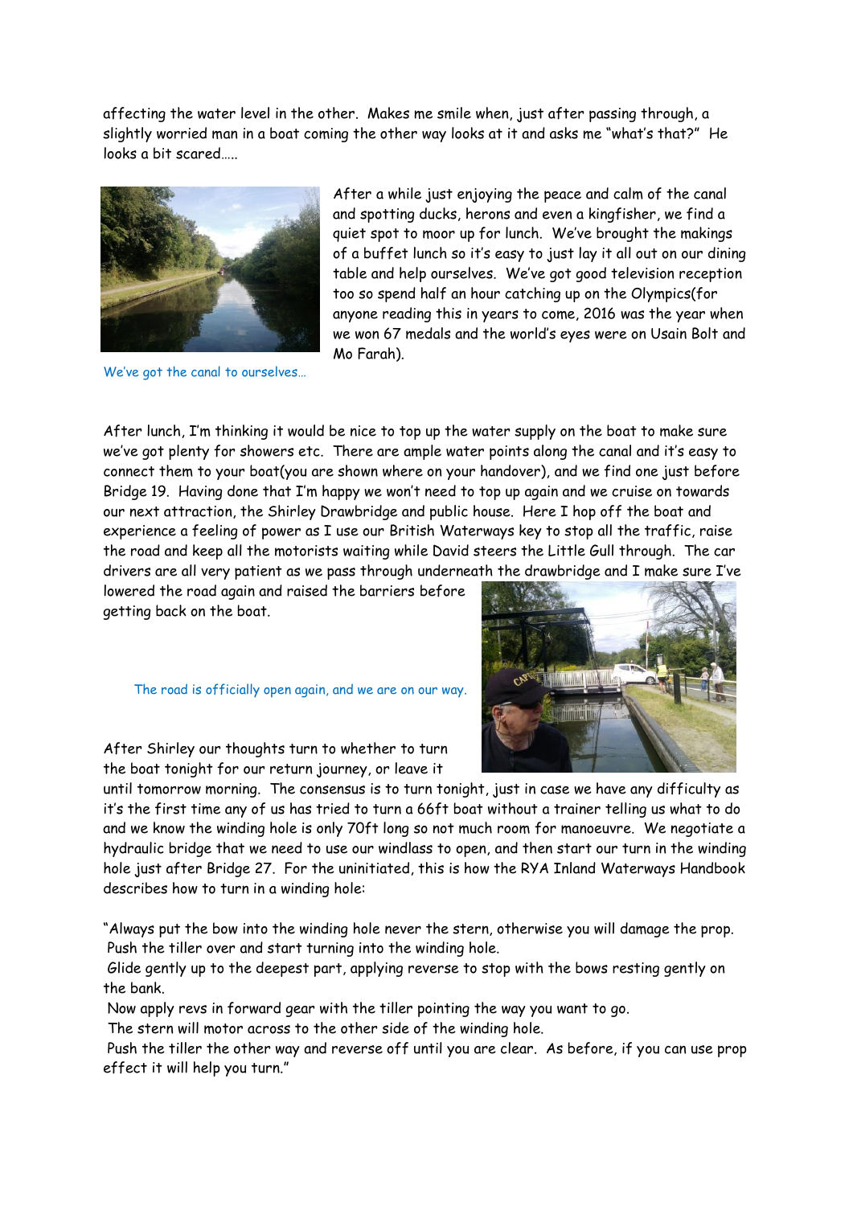affecting the water level in the other. Makes me smile when, just after passing through, a slightly worried man in a boat coming the other way looks at it and asks me "what's that?" He looks a bit scared…..

We've got the canal to ourselves…

After a while just enjoying the peace and calm of the canal and spotting ducks, herons and even a kingfisher, we find a quiet spot to moor up for lunch. We've brought the makings of a buffet lunch so it's easy to just lay it all out on our dining table and help ourselves. We've got good television reception too so spend half an hour catching up on the Olympics(for anyone reading this in years to come, 2016 was the year when we won 67 medals and the world's eyes were on Usain Bolt and Mo Farah).

After lunch, I'm thinking it would be nice to top up the water supply on the boat to make sure we've got plenty for showers etc. There are ample water points along the canal and it's easy to connect them to your boat(you are shown where on your handover), and we find one just before Bridge 19. Having done that I'm happy we won't need to top up again and we cruise on towards our next attraction, the Shirley Drawbridge and public house. Here I hop off the boat and experience a feeling of power as I use our British Waterways key to stop all the traffic, raise the road and keep all the motorists waiting while David steers the Little Gull through. The car drivers are all very patient as we pass through underneath the drawbridge and I make sure I've lowered the road again and raised the barriers before getting back on the boat.

The road is officially open again, and we are on our way.

After Shirley our thoughts turn to whether to turn the boat tonight for our return journey, or leave it until tomorrow morning. The consensus is to turn tonight, just in case we have any difficulty as it's the first time any of us has tried to turn a 66ft boat without a trainer telling us what to do and we know the winding hole is only 70ft long so not much room for manoeuvre. We negotiate a hydraulic bridge that we need to use our windlass to open, and then start our turn in the winding hole just after Bridge 27. For the uninitiated, this is how the RYA Inland Waterways Handbook describes how to turn in a winding hole:

"Always put the bow into the winding hole never the stern, otherwise you will damage the prop.
Push the tiller over and start turning into the winding hole.
Glide gently up to the deepest part, applying reverse to stop with the bows resting gently on the bank.
Now apply revs in forward gear with the tiller pointing the way you want to go.
The stern will motor across to the other side of the winding hole.
Push the tiller the other way and reverse off until you are clear. As before, if you can use prop effect it will help you turn."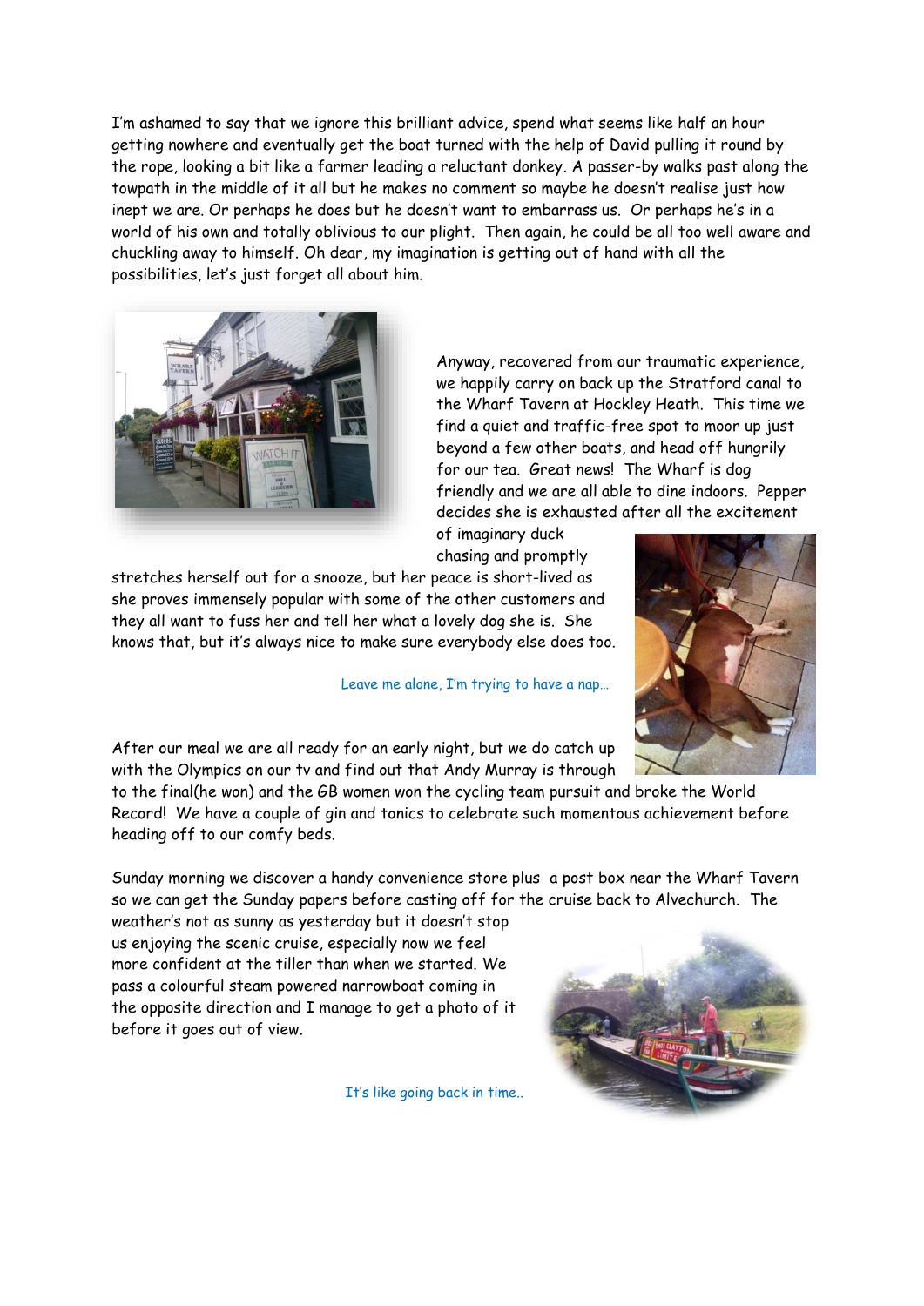I'm ashamed to say that we ignore this brilliant advice, spend what seems like half an hour getting nowhere and eventually get the boat turned with the help of David pulling it round by the rope, looking a bit like a farmer leading a reluctant donkey. A passer-by walks past along the towpath in the middle of it all but he makes no comment so maybe he doesn't realise just how inept we are. Or perhaps he does but he doesn't want to embarrass us. Or perhaps he's in a world of his own and totally oblivious to our plight. Then again, he could be all too well aware and chuckling away to himself. Oh dear, my imagination is getting out of hand with all the possibilities, let's just forget all about him.

Anyway, recovered from our traumatic experience, we happily carry on back up the Stratford canal to the Wharf Tavern at Hockley Heath. This time we find a quiet and traffic-free spot to moor up just beyond a few other boats, and head off hungrily for our tea. Great news! The Wharf is dog friendly and we are all able to dine indoors. Pepper decides she is exhausted after all the excitement of imaginary duck chasing and promptly stretches herself out for a snooze, but her peace is short-lived as she proves immensely popular with some of the other customers and they all want to fuss her and tell her what a lovely dog she is. She knows that, but it's always nice to make sure everybody else does too.

Leave me alone, I'm trying to have a nap…

After our meal we are all ready for an early night, but we do catch up with the Olympics on our tv and find out that Andy Murray is through to the final(he won) and the GB women won the cycling team pursuit and broke the World Record! We have a couple of gin and tonics to celebrate such momentous achievement before heading off to our comfy beds.

Sunday morning we discover a handy convenience store plus a post box near the Wharf Tavern so we can get the Sunday papers before casting off for the cruise back to Alvechurch. The weather's not as sunny as yesterday but it doesn't stop us enjoying the scenic cruise, especially now we feel more confident at the tiller than when we started. We pass a colourful steam powered narrowboat coming in the opposite direction and I manage to get a photo of it before it goes out of view.

It's like going back in time..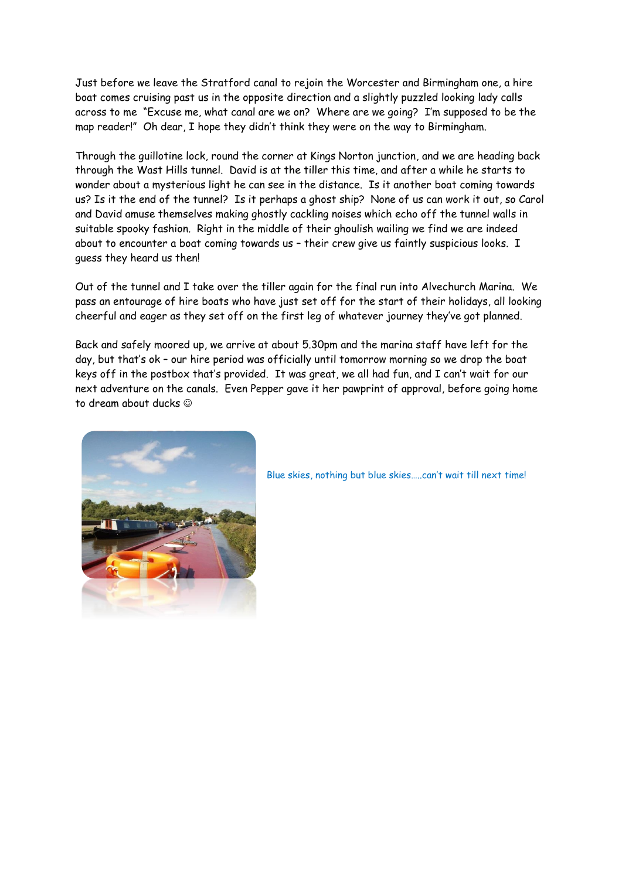Just before we leave the Stratford canal to rejoin the Worcester and Birmingham one, a hire boat comes cruising past us in the opposite direction and a slightly puzzled looking lady calls across to me "Excuse me, what canal are we on? Where are we going? I'm supposed to be the map reader!" Oh dear, I hope they didn't think they were on the way to Birmingham.

Through the guillotine lock, round the corner at Kings Norton junction, and we are heading back through the Wast Hills tunnel. David is at the tiller this time, and after a while he starts to wonder about a mysterious light he can see in the distance. Is it another boat coming towards us? Is it the end of the tunnel? Is it perhaps a ghost ship? None of us can work it out, so Carol and David amuse themselves making ghostly cackling noises which echo off the tunnel walls in suitable spooky fashion. Right in the middle of their ghoulish wailing we find we are indeed about to encounter a boat coming towards us – their crew give us faintly suspicious looks. I guess they heard us then!

Out of the tunnel and I take over the tiller again for the final run into Alvechurch Marina. We pass an entourage of hire boats who have just set off for the start of their holidays, all looking cheerful and eager as they set off on the first leg of whatever journey they've got planned.

Back and safely moored up, we arrive at about 5.30pm and the marina staff have left for the day, but that's ok – our hire period was officially until tomorrow morning so we drop the boat keys off in the postbox that's provided. It was great, we all had fun, and I can't wait for our next adventure on the canals. Even Pepper gave it her pawprint of approval, before going home to dream about ducks ☺

Blue skies, nothing but blue skies…..can't wait till next time!